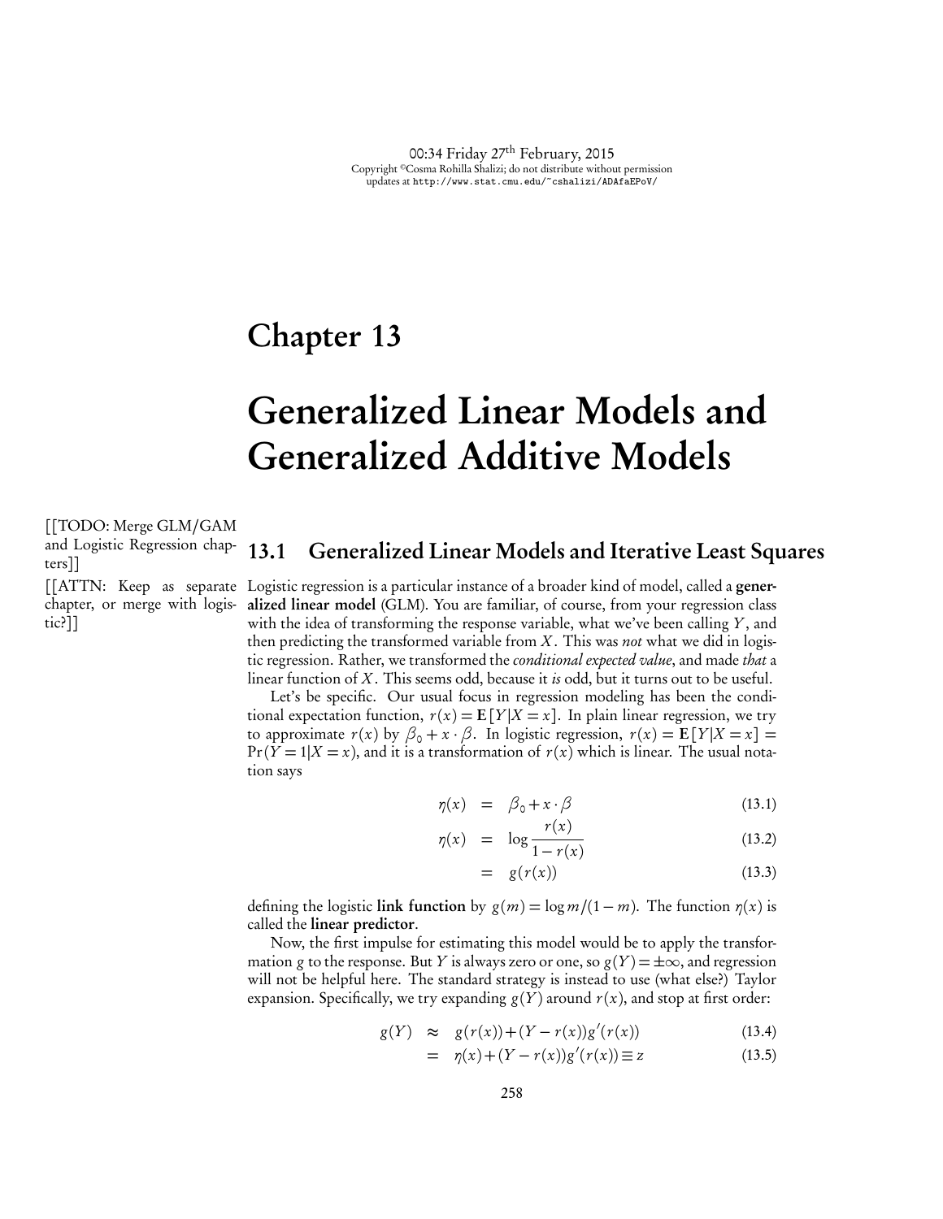# Chapter 13

# Generalized Linear Models and Generalized Additive Models

[[TODO: Merge GLM/GAM and Logistic Regression chapters]]

[[ATTN: Keep as separate chapter, or merge with logistic?]]

## 13.1 Generalized Linear Models and Iterative Least Squares

Logistic regression is a particular instance of a broader kind of model, called a **generalized linear model** (GLM). You are familiar, of course, from your regression class with the idea of transforming the response variable, what we've been calling $Y$, and then predicting the transformed variable from $X$. This was *not* what we did in logistic regression. Rather, we transformed the *conditional expected value*, and made *that* a linear function of $X$. This seems odd, because it *is* odd, but it turns out to be useful.

Let's be specific. Our usual focus in regression modeling has been the conditional expectation function, $r(x) = \mathbf{E}[Y|X = x]$. In plain linear regression, we try to approximate $r(x)$ by $\beta_0 + x \cdot \beta$. In logistic regression, $r(x) = \mathbf{E}[Y|X = x] = \Pr(Y = 1|X = x)$, and it is a transformation of $r(x)$ which is linear. The usual notation says

$$\eta(x) = \beta_0 + x \cdot \beta \tag{13.1}$$

$$\eta(x) = \log \frac{r(x)}{1 - r(x)} \tag{13.2}$$

$$= g(r(x)) \tag{13.3}$$

defining the logistic **link function** by $g(m) = \log m/(1 - m)$. The function $\eta(x)$ is called the **linear predictor**.

Now, the first impulse for estimating this model would be to apply the transformation $g$ to the response. But $Y$ is always zero or one, so $g(Y) = \pm\infty$, and regression will not be helpful here. The standard strategy is instead to use (what else?) Taylor expansion. Specifically, we try expanding $g(Y)$ around $r(x)$, and stop at first order:

$$g(Y) \approx g(r(x)) + (Y - r(x))g'(r(x)) \tag{13.4}$$

$$= \eta(x) + (Y - r(x))g'(r(x)) \equiv z \tag{13.5}$$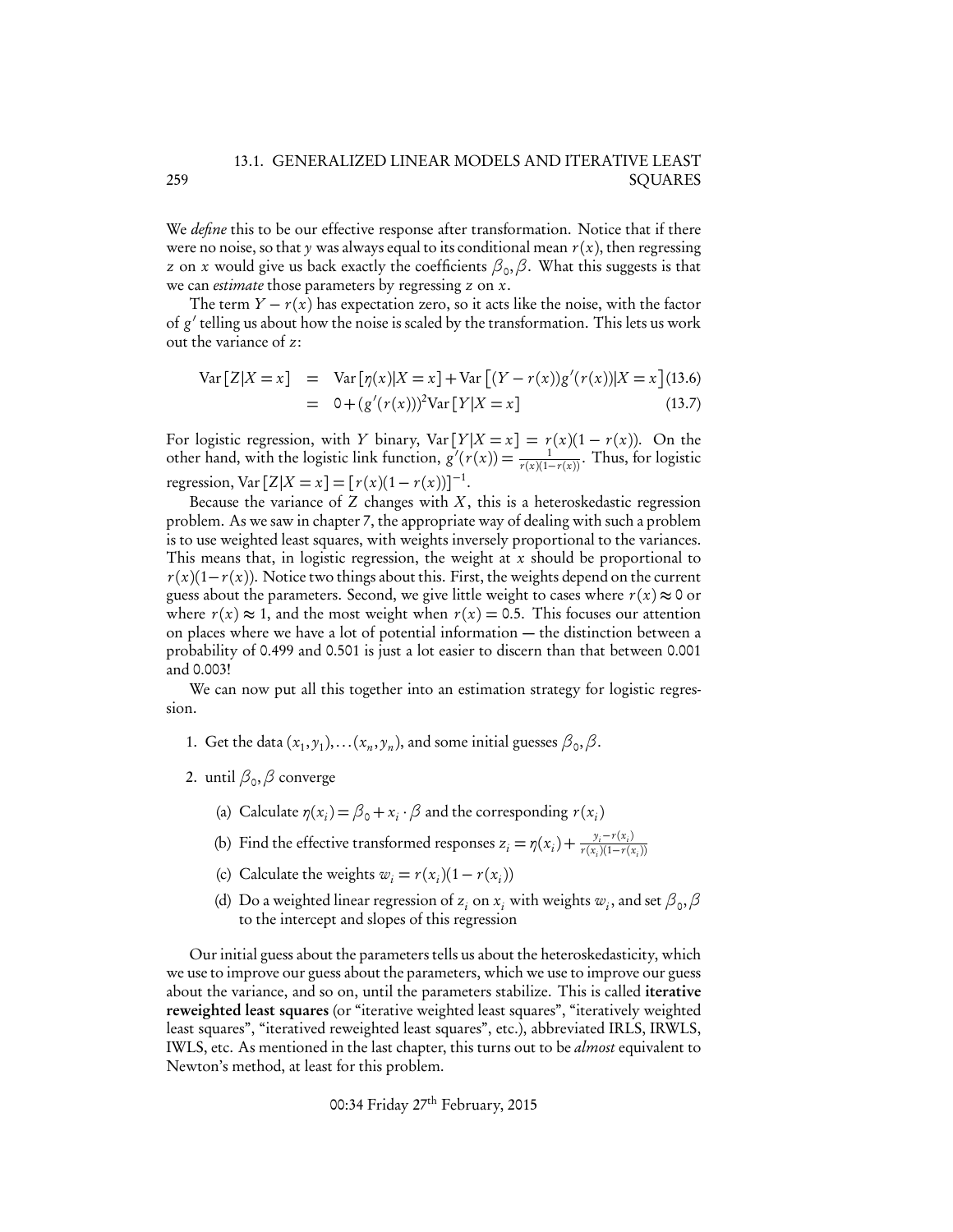We *define* this to be our effective response after transformation. Notice that if there were no noise, so that $y$ was always equal to its conditional mean $r(x)$, then regressing $z$ on $x$ would give us back exactly the coefficients $\beta_0, \beta$. What this suggests is that we can *estimate* those parameters by regressing $z$ on $x$.

The term $Y - r(x)$ has expectation zero, so it acts like the noise, with the factor of $g'$ telling us about how the noise is scaled by the transformation. This lets us work out the variance of $z$:

$$\begin{aligned}
\text{Var}[Z|X=x] &= \text{Var}[\eta(x)|X=x] + \text{Var}\left[(Y-r(x))g'(r(x))|X=x\right] \quad (13.6) \\
&= 0 + (g'(r(x)))^2 \text{Var}[Y|X=x] \quad (13.7)
\end{aligned}$$

For logistic regression, with $Y$ binary, $\text{Var}[Y|X=x] = r(x)(1-r(x))$. On the other hand, with the logistic link function, $g'(r(x)) = \frac{1}{r(x)(1-r(x))}$. Thus, for logistic regression, $\text{Var}[Z|X=x] = [r(x)(1-r(x))]^{-1}$.

Because the variance of $Z$ changes with $X$, this is a heteroskedastic regression problem. As we saw in chapter 7, the appropriate way of dealing with such a problem is to use weighted least squares, with weights inversely proportional to the variances. This means that, in logistic regression, the weight at $x$ should be proportional to $r(x)(1-r(x))$. Notice two things about this. First, the weights depend on the current guess about the parameters. Second, we give little weight to cases where $r(x) \approx 0$ or where $r(x) \approx 1$, and the most weight when $r(x) = 0.5$. This focuses our attention on places where we have a lot of potential information — the distinction between a probability of 0.499 and 0.501 is just a lot easier to discern than that between 0.001 and 0.003!

We can now put all this together into an estimation strategy for logistic regression.

1. Get the data $(x_1, y_1), \ldots (x_n, y_n)$, and some initial guesses $\beta_0, \beta$.
2. until $\beta_0, \beta$ converge
   (a) Calculate $\eta(x_i) = \beta_0 + x_i \cdot \beta$ and the corresponding $r(x_i)$
   (b) Find the effective transformed responses $z_i = \eta(x_i) + \frac{y_i - r(x_i)}{r(x_i)(1-r(x_i))}$
   (c) Calculate the weights $w_i = r(x_i)(1-r(x_i))$
   (d) Do a weighted linear regression of $z_i$ on $x_i$ with weights $w_i$, and set $\beta_0, \beta$ to the intercept and slopes of this regression

Our initial guess about the parameters tells us about the heteroskedasticity, which we use to improve our guess about the parameters, which we use to improve our guess about the variance, and so on, until the parameters stabilize. This is called **iterative reweighted least squares** (or "iterative weighted least squares", "iteratively weighted least squares", "iteratived reweighted least squares", etc.), abbreviated IRLS, IRWLS, IWLS, etc. As mentioned in the last chapter, this turns out to be *almost* equivalent to Newton's method, at least for this problem.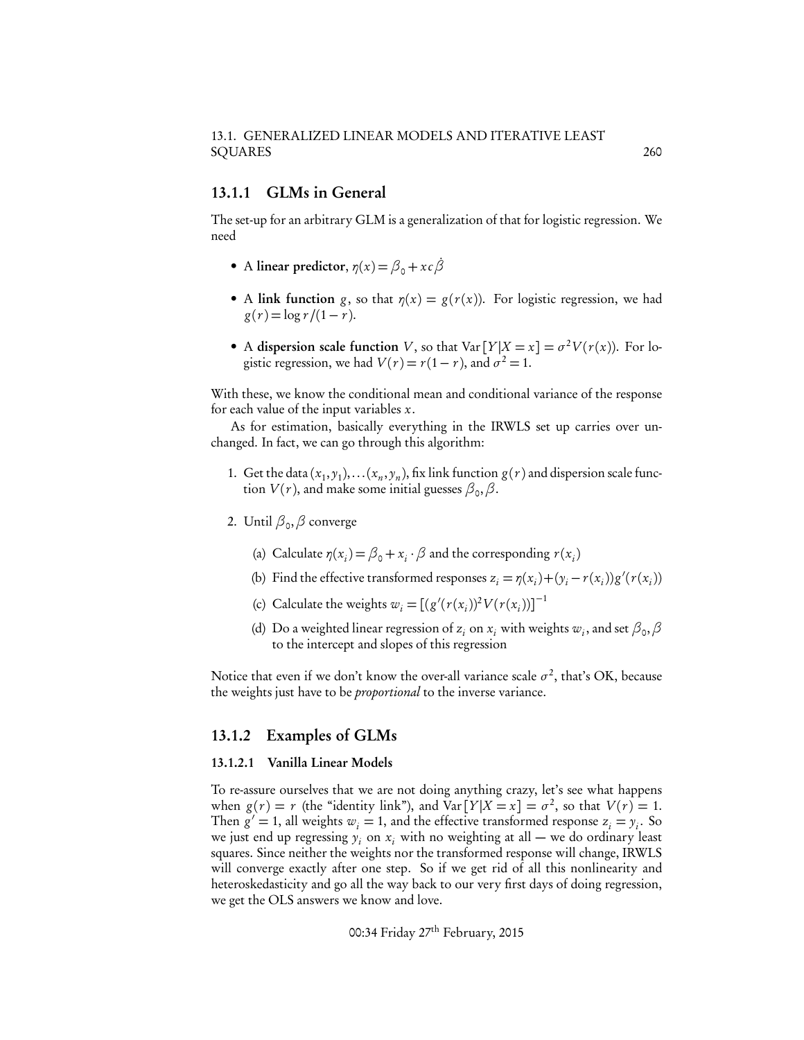### 13.1.1 GLMs in General

The set-up for an arbitrary GLM is a generalization of that for logistic regression. We need

- A **linear predictor**, $\eta(x) = \beta_0 + xc\dot{\beta}$
- A **link function** $g$, so that $\eta(x) = g(r(x))$. For logistic regression, we had $g(r) = \log r/(1-r)$.
- A **dispersion scale function** $V$, so that $\text{Var}[Y|X = x] = \sigma^2 V(r(x))$. For logistic regression, we had $V(r) = r(1-r)$, and $\sigma^2 = 1$.

With these, we know the conditional mean and conditional variance of the response for each value of the input variables $x$.

As for estimation, basically everything in the IRWLS set up carries over unchanged. In fact, we can go through this algorithm:

1. Get the data $(x_1, y_1), \ldots (x_n, y_n)$, fix link function $g(r)$ and dispersion scale function $V(r)$, and make some initial guesses $\beta_0, \beta$.
2. Until $\beta_0, \beta$ converge
   (a) Calculate $\eta(x_i) = \beta_0 + x_i \cdot \beta$ and the corresponding $r(x_i)$
   (b) Find the effective transformed responses $z_i = \eta(x_i) + (y_i - r(x_i))g'(r(x_i))$
   (c) Calculate the weights $w_i = \left[(g'(r(x_i))^2 V(r(x_i))\right]^{-1}$
   (d) Do a weighted linear regression of $z_i$ on $x_i$ with weights $w_i$, and set $\beta_0, \beta$ to the intercept and slopes of this regression

Notice that even if we don't know the over-all variance scale $\sigma^2$, that's OK, because the weights just have to be *proportional* to the inverse variance.

### 13.1.2 Examples of GLMs

#### 13.1.2.1 Vanilla Linear Models

To re-assure ourselves that we are not doing anything crazy, let's see what happens when $g(r) = r$ (the "identity link"), and $\text{Var}[Y|X = x] = \sigma^2$, so that $V(r) = 1$. Then $g' = 1$, all weights $w_i = 1$, and the effective transformed response $z_i = y_i$. So we just end up regressing $y_i$ on $x_i$ with no weighting at all — we do ordinary least squares. Since neither the weights nor the transformed response will change, IRWLS will converge exactly after one step. So if we get rid of all this nonlinearity and heteroskedasticity and go all the way back to our very first days of doing regression, we get the OLS answers we know and love.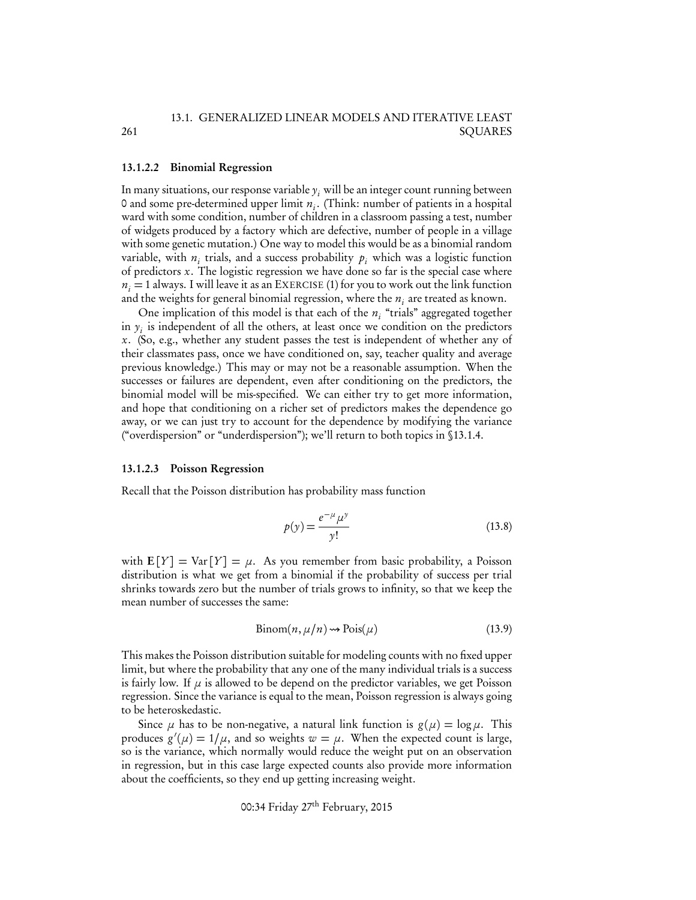#### 13.1.2.2 Binomial Regression

In many situations, our response variable $y_i$ will be an integer count running between 0 and some pre-determined upper limit $n_i$. (Think: number of patients in a hospital ward with some condition, number of children in a classroom passing a test, number of widgets produced by a factory which are defective, number of people in a village with some genetic mutation.) One way to model this would be as a binomial random variable, with $n_i$ trials, and a success probability $p_i$ which was a logistic function of predictors $x$. The logistic regression we have done so far is the special case where $n_i = 1$ always. I will leave it as an EXERCISE (1) for you to work out the link function and the weights for general binomial regression, where the $n_i$ are treated as known.

One implication of this model is that each of the $n_i$ "trials" aggregated together in $y_i$ is independent of all the others, at least once we condition on the predictors $x$. (So, e.g., whether any student passes the test is independent of whether any of their classmates pass, once we have conditioned on, say, teacher quality and average previous knowledge.) This may or may not be a reasonable assumption. When the successes or failures are dependent, even after conditioning on the predictors, the binomial model will be mis-specified. We can either try to get more information, and hope that conditioning on a richer set of predictors makes the dependence go away, or we can just try to account for the dependence by modifying the variance ("overdispersion" or "underdispersion"); we'll return to both topics in §13.1.4.

#### 13.1.2.3 Poisson Regression

Recall that the Poisson distribution has probability mass function

$$p(y) = \frac{e^{-\mu}\mu^y}{y!} \tag{13.8}$$

with $\mathbf{E}[Y] = \mathrm{Var}[Y] = \mu$. As you remember from basic probability, a Poisson distribution is what we get from a binomial if the probability of success per trial shrinks towards zero but the number of trials grows to infinity, so that we keep the mean number of successes the same:

$$\mathrm{Binom}(n, \mu/n) \rightsquigarrow \mathrm{Pois}(\mu) \tag{13.9}$$

This makes the Poisson distribution suitable for modeling counts with no fixed upper limit, but where the probability that any one of the many individual trials is a success is fairly low. If $\mu$ is allowed to be depend on the predictor variables, we get Poisson regression. Since the variance is equal to the mean, Poisson regression is always going to be heteroskedastic.

Since $\mu$ has to be non-negative, a natural link function is $g(\mu) = \log \mu$. This produces $g'(\mu) = 1/\mu$, and so weights $w = \mu$. When the expected count is large, so is the variance, which normally would reduce the weight put on an observation in regression, but in this case large expected counts also provide more information about the coefficients, so they end up getting increasing weight.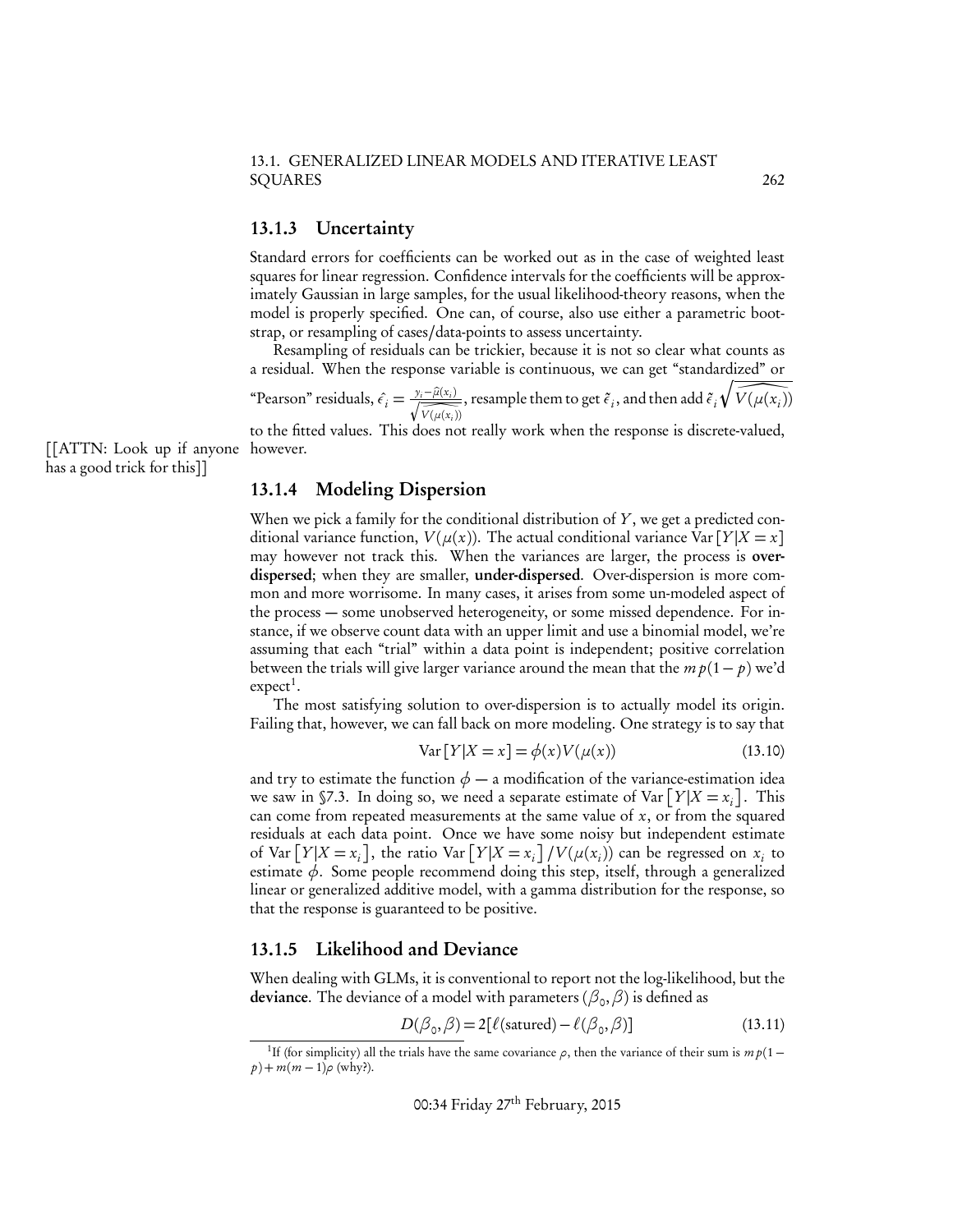### 13.1.3 Uncertainty

Standard errors for coefficients can be worked out as in the case of weighted least squares for linear regression. Confidence intervals for the coefficients will be approximately Gaussian in large samples, for the usual likelihood-theory reasons, when the model is properly specified. One can, of course, also use either a parametric bootstrap, or resampling of cases/data-points to assess uncertainty.

Resampling of residuals can be trickier, because it is not so clear what counts as a residual. When the response variable is continuous, we can get "standardized" or "Pearson" residuals, $\hat{\epsilon}_i = \frac{y_i - \hat{\mu}(x_i)}{\sqrt{\widehat{V(\mu(x_i))}}}$, resample them to get $\tilde{\epsilon}_i$, and then add $\tilde{\epsilon}_i \sqrt{\widehat{V(\mu(x_i))}}$ to the fitted values. This does not really work when the response is discrete-valued, however.

[[ATTN: Look up if anyone has a good trick for this]]

### 13.1.4 Modeling Dispersion

When we pick a family for the conditional distribution of $Y$, we get a predicted conditional variance function, $V(\mu(x))$. The actual conditional variance $\mathrm{Var}[Y|X=x]$ may however not track this. When the variances are larger, the process is **over-dispersed**; when they are smaller, **under-dispersed**. Over-dispersion is more common and more worrisome. In many cases, it arises from some un-modeled aspect of the process — some unobserved heterogeneity, or some missed dependence. For instance, if we observe count data with an upper limit and use a binomial model, we're assuming that each "trial" within a data point is independent; positive correlation between the trials will give larger variance around the mean that the $mp(1-p)$ we'd expect[1].

The most satisfying solution to over-dispersion is to actually model its origin. Failing that, however, we can fall back on more modeling. One strategy is to say that

$$\mathrm{Var}[Y|X=x] = \phi(x)V(\mu(x)) \tag{13.10}$$

and try to estimate the function $\phi$ — a modification of the variance-estimation idea we saw in §7.3. In doing so, we need a separate estimate of $\mathrm{Var}[Y|X=x_i]$. This can come from repeated measurements at the same value of $x$, or from the squared residuals at each data point. Once we have some noisy but independent estimate of $\mathrm{Var}[Y|X=x_i]$, the ratio $\mathrm{Var}[Y|X=x_i]/V(\mu(x_i))$ can be regressed on $x_i$ to estimate $\phi$. Some people recommend doing this step, itself, through a generalized linear or generalized additive model, with a gamma distribution for the response, so that the response is guaranteed to be positive.

### 13.1.5 Likelihood and Deviance

When dealing with GLMs, it is conventional to report not the log-likelihood, but the **deviance**. The deviance of a model with parameters $(\beta_0, \beta)$ is defined as

$$D(\beta_0, \beta) = 2[\ell(\text{satured}) - \ell(\beta_0, \beta)] \tag{13.11}$$

[1] If (for simplicity) all the trials have the same covariance $\rho$, then the variance of their sum is $mp(1-p) + m(m-1)\rho$ (why?).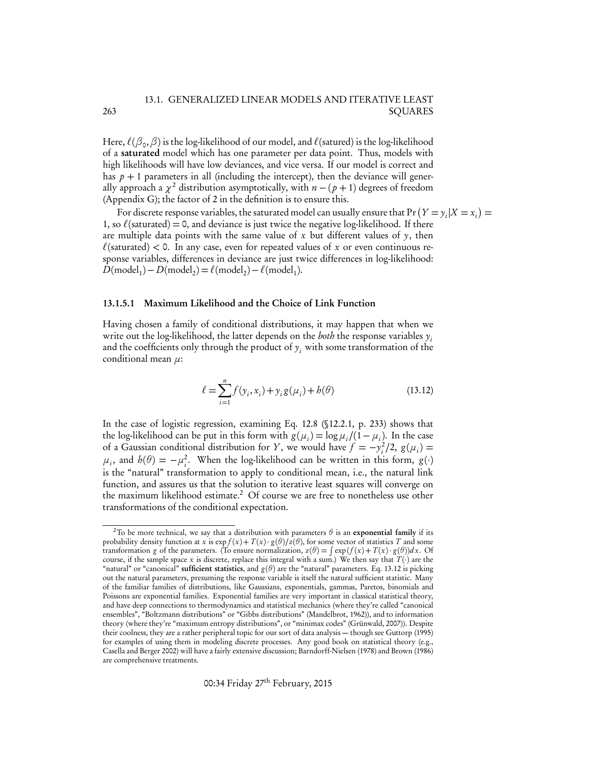Here, $\ell(\beta_0, \beta)$ is the log-likelihood of our model, and $\ell(\text{satured})$ is the log-likelihood of a **saturated** model which has one parameter per data point. Thus, models with high likelihoods will have low deviances, and vice versa. If our model is correct and has $p+1$ parameters in all (including the intercept), then the deviance will generally approach a $\chi^2$ distribution asymptotically, with $n-(p+1)$ degrees of freedom (Appendix G); the factor of 2 in the definition is to ensure this.

For discrete response variables, the saturated model can usually ensure that $\Pr(Y = y_i | X = x_i) = 1$, so $\ell(\text{saturated}) = 0$, and deviance is just twice the negative log-likelihood. If there are multiple data points with the same value of $x$ but different values of $y$, then $\ell(\text{saturated}) < 0$. In any case, even for repeated values of $x$ or even continuous response variables, differences in deviance are just twice differences in log-likelihood: $D(\text{model}_1) - D(\text{model}_2) = \ell(\text{model}_2) - \ell(\text{model}_1)$.

#### 13.1.5.1 Maximum Likelihood and the Choice of Link Function

Having chosen a family of conditional distributions, it may happen that when we write out the log-likelihood, the latter depends on the *both* the response variables $y_i$ and the coefficients only through the product of $y_i$ with some transformation of the conditional mean $\mu$:

$$\ell = \sum_{i=1}^{n} f(y_i, x_i) + y_i g(\mu_i) + h(\theta) \tag{13.12}$$

In the case of logistic regression, examining Eq. 12.8 (§12.2.1, p. 233) shows that the log-likelihood can be put in this form with $g(\mu_i) = \log \mu_i/(1-\mu_i)$. In the case of a Gaussian conditional distribution for $Y$, we would have $f = -y_i^2/2$, $g(\mu_i) = \mu_i$, and $h(\theta) = -\mu_i^2$. When the log-likelihood can be written in this form, $g(\cdot)$ is the "natural" transformation to apply to conditional mean, i.e., the natural link function, and assures us that the solution to iterative least squares will converge on the maximum likelihood estimate.[2] Of course we are free to nonetheless use other transformations of the conditional expectation.

[2] To be more technical, we say that a distribution with parameters $\theta$ is an **exponential family** if its probability density function at $x$ is $\exp f(x) + T(x) \cdot g(\theta)/z(\theta)$, for some vector of statistics $T$ and some transformation $g$ of the parameters. (To ensure normalization, $z(\theta) = \int \exp(f(x) + T(x) \cdot g(\theta))dx$. Of course, if the sample space $x$ is discrete, replace this integral with a sum.) We then say that $T(\cdot)$ are the "natural" or "canonical" **sufficient statistics**, and $g(\theta)$ are the "natural" parameters. Eq. 13.12 is picking out the natural parameters, presuming the response variable is itself the natural sufficient statistic. Many of the familiar families of distributions, like Gaussians, exponentials, gammas, Paretos, binomials and Poissons are exponential families. Exponential families are very important in classical statistical theory, and have deep connections to thermodynamics and statistical mechanics (where they're called "canonical ensembles", "Boltzmann distributions" or "Gibbs distributions" (Mandelbrot, 1962)), and to information theory (where they're "maximum entropy distributions", or "minimax codes" (Grünwald, 2007)). Despite their coolness, they are a rather peripheral topic for our sort of data analysis — though see Guttorp (1995) for examples of using them in modeling discrete processes. Any good book on statistical theory (e.g., Casella and Berger 2002) will have a fairly extensive discussion; Barndorff-Nielsen (1978) and Brown (1986) are comprehensive treatments.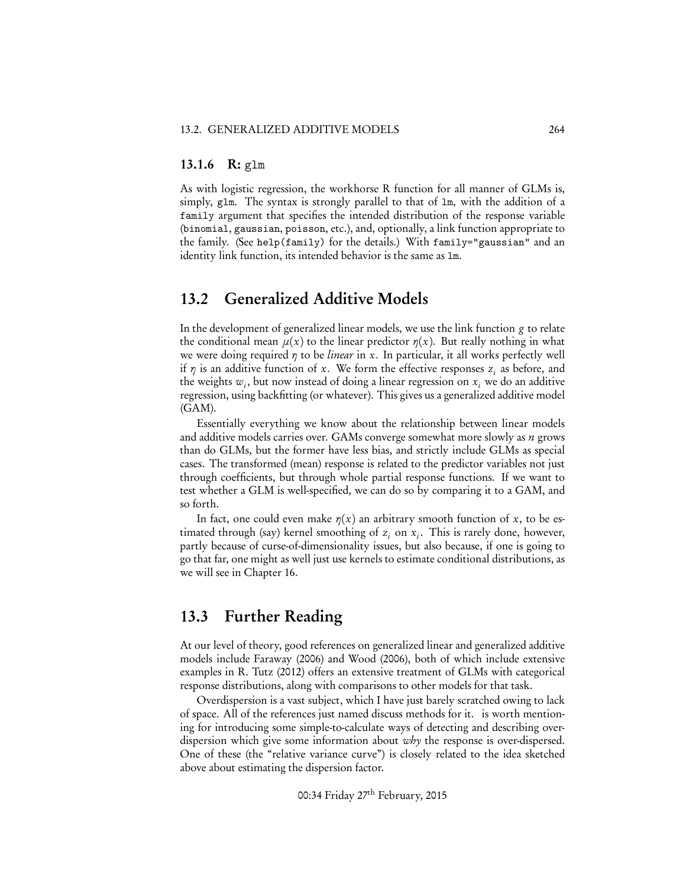### 13.1.6 R: `glm`

As with logistic regression, the workhorse R function for all manner of GLMs is, simply, `glm`. The syntax is strongly parallel to that of `lm`, with the addition of a `family` argument that specifies the intended distribution of the response variable (`binomial`, `gaussian`, `poisson`, etc.), and, optionally, a link function appropriate to the family. (See `help(family)` for the details.) With `family="gaussian"` and an identity link function, its intended behavior is the same as `lm`.

## 13.2 Generalized Additive Models

In the development of generalized linear models, we use the link function $g$ to relate the conditional mean $\mu(x)$ to the linear predictor $\eta(x)$. But really nothing in what we were doing required $\eta$ to be *linear* in $x$. In particular, it all works perfectly well if $\eta$ is an additive function of $x$. We form the effective responses $z_i$ as before, and the weights $w_i$, but now instead of doing a linear regression on $x_i$ we do an additive regression, using backfitting (or whatever). This gives us a generalized additive model (GAM).

Essentially everything we know about the relationship between linear models and additive models carries over. GAMs converge somewhat more slowly as $n$ grows than do GLMs, but the former have less bias, and strictly include GLMs as special cases. The transformed (mean) response is related to the predictor variables not just through coefficients, but through whole partial response functions. If we want to test whether a GLM is well-specified, we can do so by comparing it to a GAM, and so forth.

In fact, one could even make $\eta(x)$ an arbitrary smooth function of $x$, to be estimated through (say) kernel smoothing of $z_i$ on $x_i$. This is rarely done, however, partly because of curse-of-dimensionality issues, but also because, if one is going to go that far, one might as well just use kernels to estimate conditional distributions, as we will see in Chapter 16.

## 13.3 Further Reading

At our level of theory, good references on generalized linear and generalized additive models include Faraway (2006) and Wood (2006), both of which include extensive examples in R. Tutz (2012) offers an extensive treatment of GLMs with categorical response distributions, along with comparisons to other models for that task.

Overdispersion is a vast subject, which I have just barely scratched owing to lack of space. All of the references just named discuss methods for it. is worth mentioning for introducing some simple-to-calculate ways of detecting and describing overdispersion which give some information about *why* the response is over-dispersed. One of these (the "relative variance curve") is closely related to the idea sketched above about estimating the dispersion factor.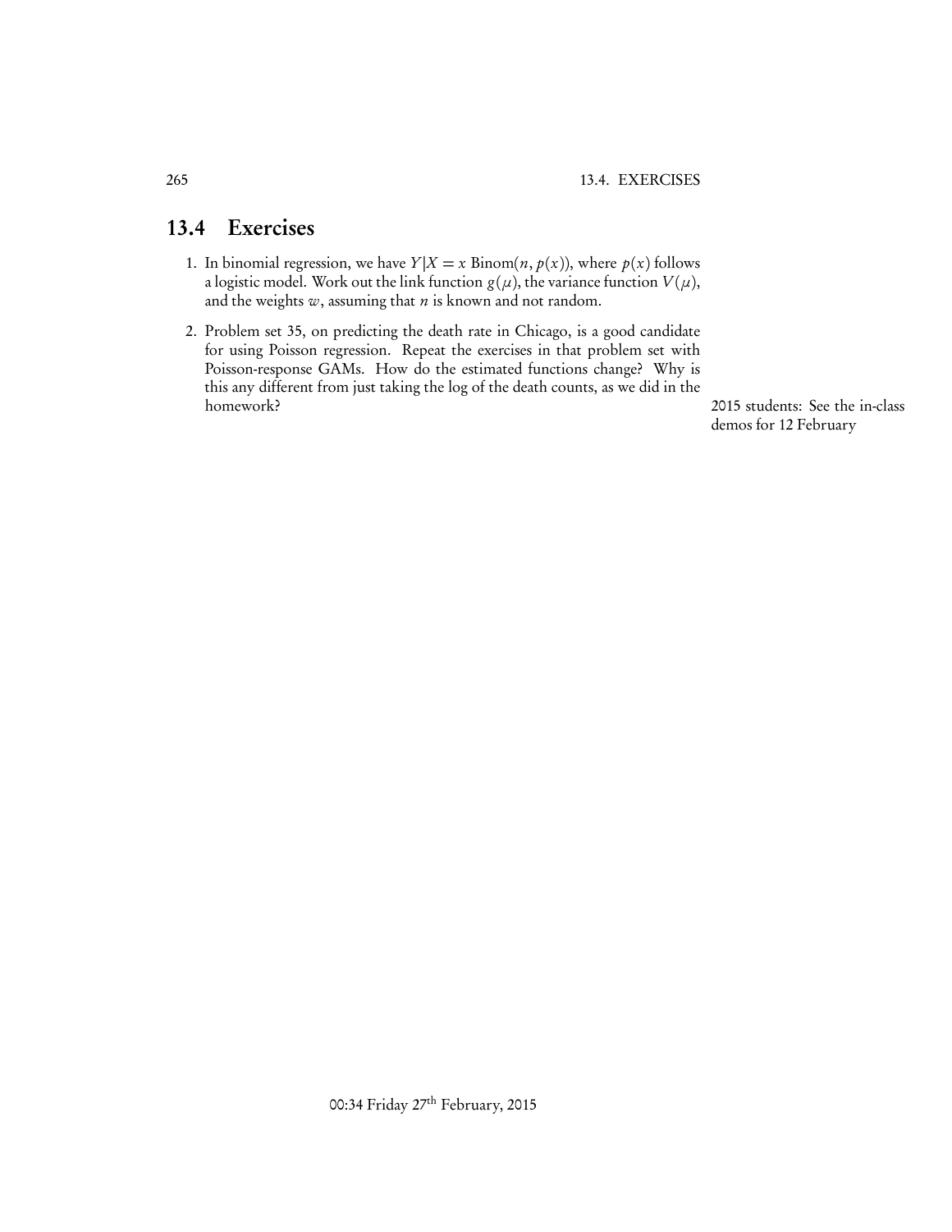## 13.4 Exercises

1. In binomial regression, we have $Y|X = x$ Binom$(n, p(x))$, where $p(x)$ follows a logistic model. Work out the link function $g(\mu)$, the variance function $V(\mu)$, and the weights $w$, assuming that $n$ is known and not random.

2. Problem set 35, on predicting the death rate in Chicago, is a good candidate for using Poisson regression. Repeat the exercises in that problem set with Poisson-response GAMs. How do the estimated functions change? Why is this any different from just taking the log of the death counts, as we did in the homework?

2015 students: See the in-class demos for 12 February